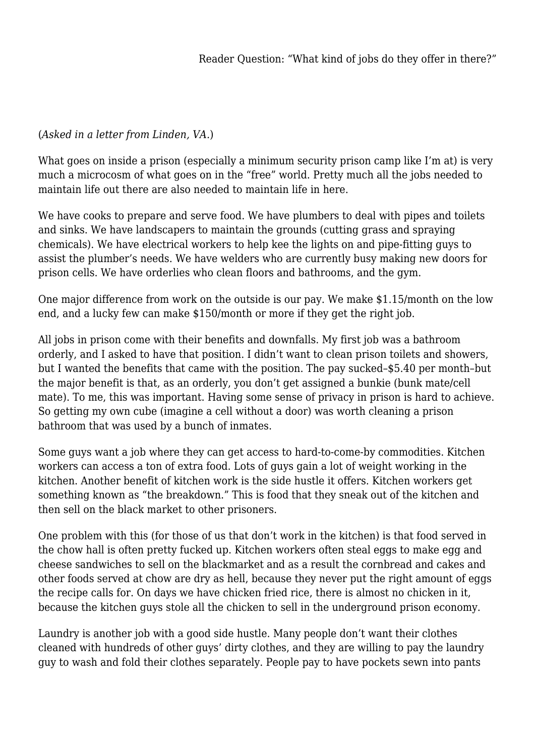Reader Question: "What kind of jobs do they offer in there?"

(*Asked in a letter from Linden, VA.*)

What goes on inside a prison (especially a minimum security prison camp like I'm at) is very much a microcosm of what goes on in the "free" world. Pretty much all the jobs needed to maintain life out there are also needed to maintain life in here.

We have cooks to prepare and serve food. We have plumbers to deal with pipes and toilets and sinks. We have landscapers to maintain the grounds (cutting grass and spraying chemicals). We have electrical workers to help kee the lights on and pipe-fitting guys to assist the plumber's needs. We have welders who are currently busy making new doors for prison cells. We have orderlies who clean floors and bathrooms, and the gym.

One major difference from work on the outside is our pay. We make $1.15/month on the low end, and a lucky few can make $150/month or more if they get the right job.

All jobs in prison come with their benefits and downfalls. My first job was a bathroom orderly, and I asked to have that position. I didn't want to clean prison toilets and showers, but I wanted the benefits that came with the position. The pay sucked–$5.40 per month–but the major benefit is that, as an orderly, you don't get assigned a bunkie (bunk mate/cell mate). To me, this was important. Having some sense of privacy in prison is hard to achieve. So getting my own cube (imagine a cell without a door) was worth cleaning a prison bathroom that was used by a bunch of inmates.

Some guys want a job where they can get access to hard-to-come-by commodities. Kitchen workers can access a ton of extra food. Lots of guys gain a lot of weight working in the kitchen. Another benefit of kitchen work is the side hustle it offers. Kitchen workers get something known as "the breakdown." This is food that they sneak out of the kitchen and then sell on the black market to other prisoners.

One problem with this (for those of us that don't work in the kitchen) is that food served in the chow hall is often pretty fucked up. Kitchen workers often steal eggs to make egg and cheese sandwiches to sell on the blackmarket and as a result the cornbread and cakes and other foods served at chow are dry as hell, because they never put the right amount of eggs the recipe calls for. On days we have chicken fried rice, there is almost no chicken in it, because the kitchen guys stole all the chicken to sell in the underground prison economy.

Laundry is another job with a good side hustle. Many people don't want their clothes cleaned with hundreds of other guys' dirty clothes, and they are willing to pay the laundry guy to wash and fold their clothes separately. People pay to have pockets sewn into pants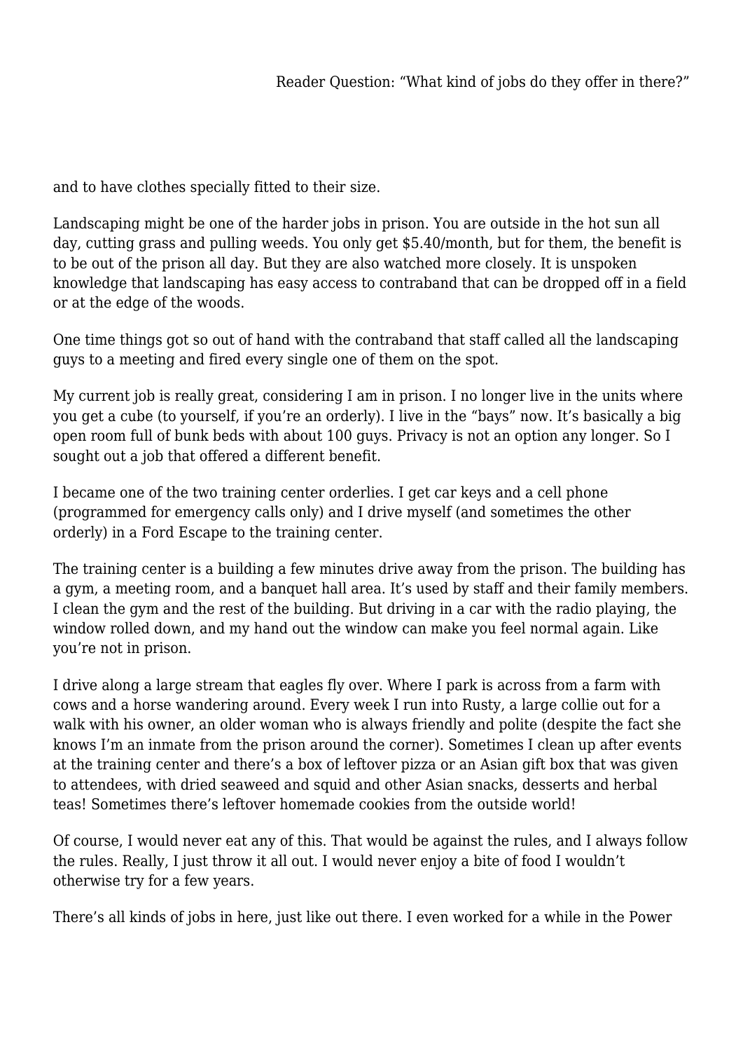and to have clothes specially fitted to their size.

Landscaping might be one of the harder jobs in prison. You are outside in the hot sun all day, cutting grass and pulling weeds. You only get $5.40/month, but for them, the benefit is to be out of the prison all day. But they are also watched more closely. It is unspoken knowledge that landscaping has easy access to contraband that can be dropped off in a field or at the edge of the woods.

One time things got so out of hand with the contraband that staff called all the landscaping guys to a meeting and fired every single one of them on the spot.

My current job is really great, considering I am in prison. I no longer live in the units where you get a cube (to yourself, if you're an orderly). I live in the "bays" now. It's basically a big open room full of bunk beds with about 100 guys. Privacy is not an option any longer. So I sought out a job that offered a different benefit.

I became one of the two training center orderlies. I get car keys and a cell phone (programmed for emergency calls only) and I drive myself (and sometimes the other orderly) in a Ford Escape to the training center.

The training center is a building a few minutes drive away from the prison. The building has a gym, a meeting room, and a banquet hall area. It's used by staff and their family members. I clean the gym and the rest of the building. But driving in a car with the radio playing, the window rolled down, and my hand out the window can make you feel normal again. Like you're not in prison.

I drive along a large stream that eagles fly over. Where I park is across from a farm with cows and a horse wandering around. Every week I run into Rusty, a large collie out for a walk with his owner, an older woman who is always friendly and polite (despite the fact she knows I'm an inmate from the prison around the corner). Sometimes I clean up after events at the training center and there's a box of leftover pizza or an Asian gift box that was given to attendees, with dried seaweed and squid and other Asian snacks, desserts and herbal teas! Sometimes there's leftover homemade cookies from the outside world!

Of course, I would never eat any of this. That would be against the rules, and I always follow the rules. Really, I just throw it all out. I would never enjoy a bite of food I wouldn't otherwise try for a few years.

There's all kinds of jobs in here, just like out there. I even worked for a while in the Power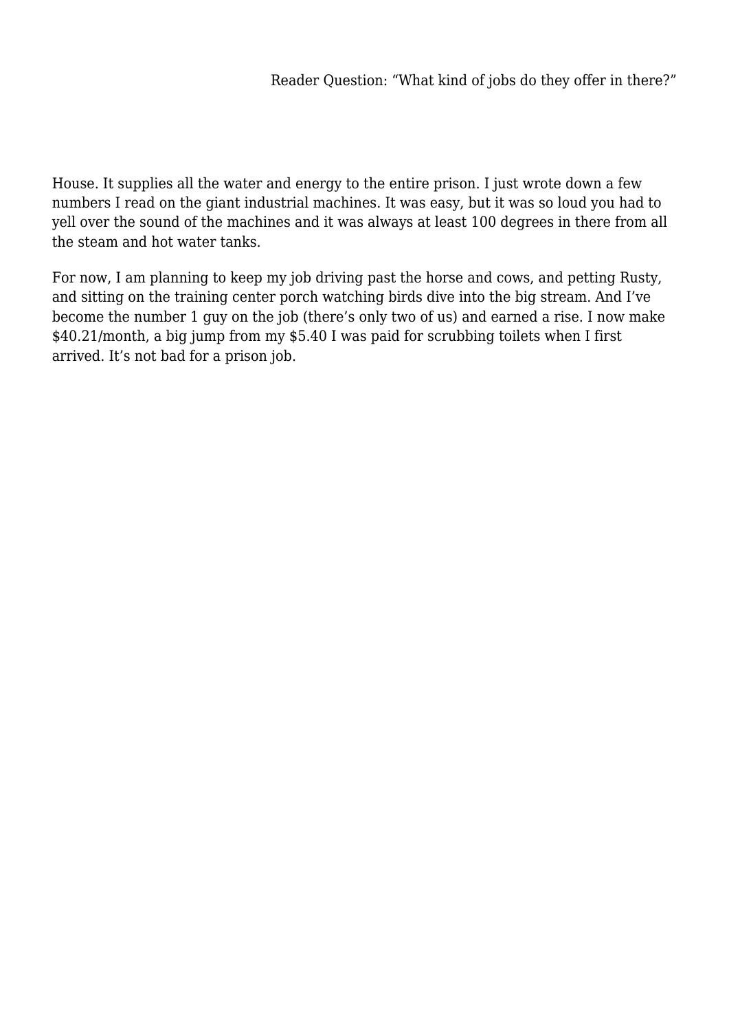House. It supplies all the water and energy to the entire prison. I just wrote down a few numbers I read on the giant industrial machines. It was easy, but it was so loud you had to yell over the sound of the machines and it was always at least 100 degrees in there from all the steam and hot water tanks.

For now, I am planning to keep my job driving past the horse and cows, and petting Rusty, and sitting on the training center porch watching birds dive into the big stream. And I've become the number 1 guy on the job (there's only two of us) and earned a rise. I now make $40.21/month, a big jump from my $5.40 I was paid for scrubbing toilets when I first arrived. It's not bad for a prison job.